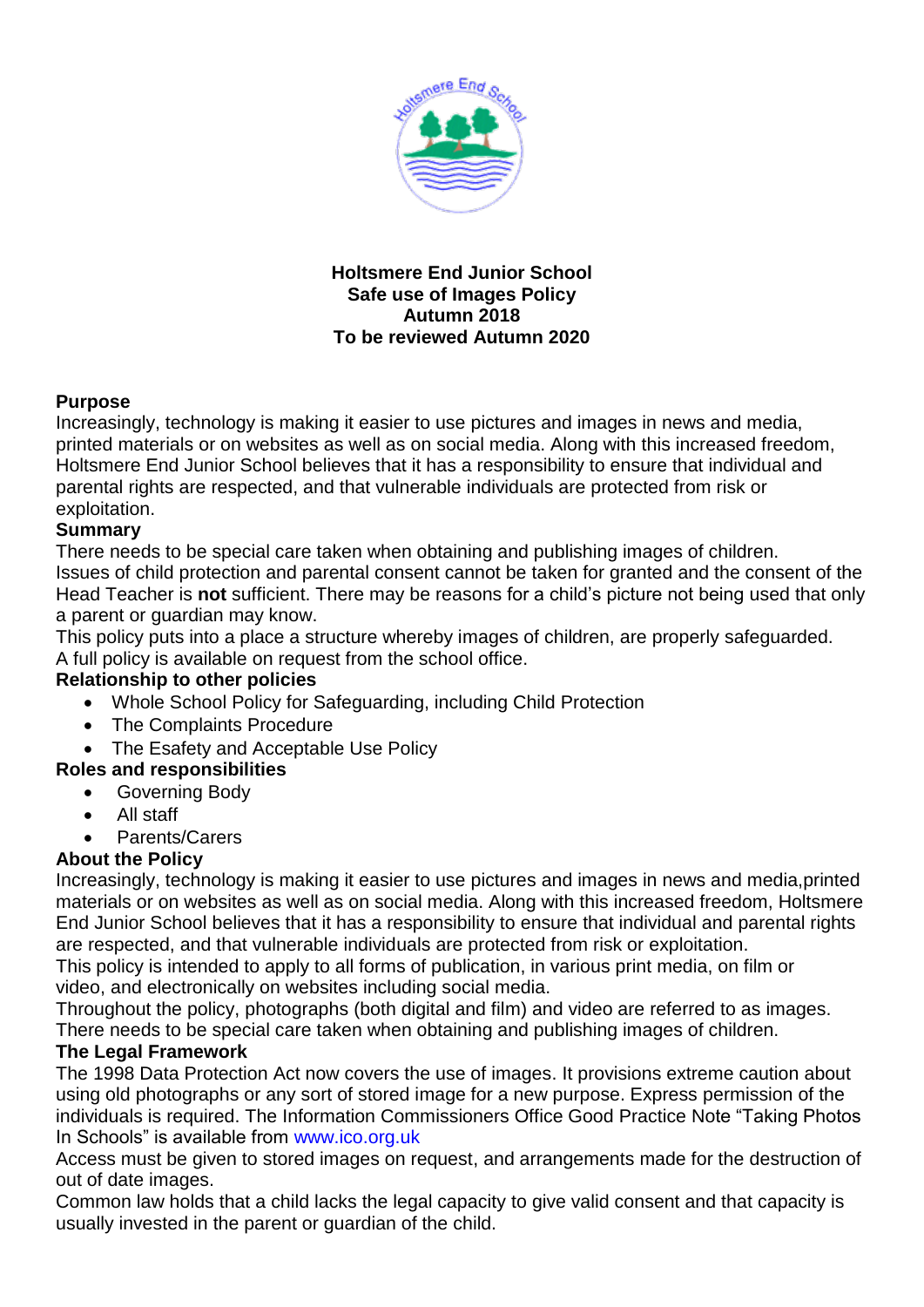**Holtsmere End Junior School**
**Safe use of Images Policy**
**Autumn 2018**
**To be reviewed Autumn 2020**

## Purpose

Increasingly, technology is making it easier to use pictures and images in news and media, printed materials or on websites as well as on social media. Along with this increased freedom, Holtsmere End Junior School believes that it has a responsibility to ensure that individual and parental rights are respected, and that vulnerable individuals are protected from risk or exploitation.

## Summary

There needs to be special care taken when obtaining and publishing images of children.
Issues of child protection and parental consent cannot be taken for granted and the consent of the Head Teacher is **not** sufficient. There may be reasons for a child's picture not being used that only a parent or guardian may know.
This policy puts into a place a structure whereby images of children, are properly safeguarded.
A full policy is available on request from the school office.

## Relationship to other policies

- Whole School Policy for Safeguarding, including Child Protection
- The Complaints Procedure
- The Esafety and Acceptable Use Policy

## Roles and responsibilities

- Governing Body
- All staff
- Parents/Carers

## About the Policy

Increasingly, technology is making it easier to use pictures and images in news and media,printed materials or on websites as well as on social media. Along with this increased freedom, Holtsmere End Junior School believes that it has a responsibility to ensure that individual and parental rights are respected, and that vulnerable individuals are protected from risk or exploitation.
This policy is intended to apply to all forms of publication, in various print media, on film or video, and electronically on websites including social media.
Throughout the policy, photographs (both digital and film) and video are referred to as images.
There needs to be special care taken when obtaining and publishing images of children.

## The Legal Framework

The 1998 Data Protection Act now covers the use of images. It provisions extreme caution about using old photographs or any sort of stored image for a new purpose. Express permission of the individuals is required. The Information Commissioners Office Good Practice Note "Taking Photos In Schools" is available from www.ico.org.uk
Access must be given to stored images on request, and arrangements made for the destruction of out of date images.
Common law holds that a child lacks the legal capacity to give valid consent and that capacity is usually invested in the parent or guardian of the child.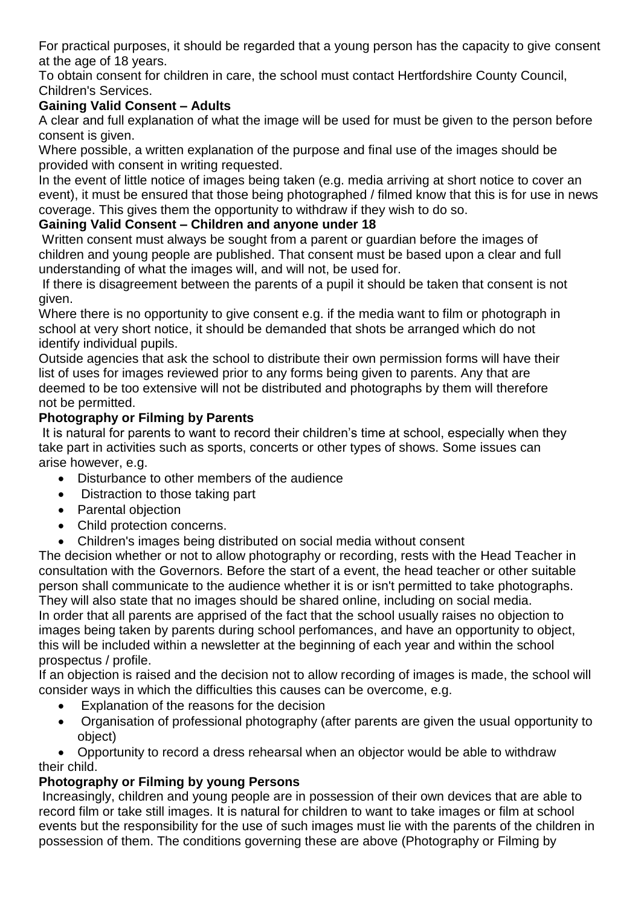For practical purposes, it should be regarded that a young person has the capacity to give consent at the age of 18 years.

To obtain consent for children in care, the school must contact Hertfordshire County Council, Children's Services.

**Gaining Valid Consent – Adults**

A clear and full explanation of what the image will be used for must be given to the person before consent is given.

Where possible, a written explanation of the purpose and final use of the images should be provided with consent in writing requested.

In the event of little notice of images being taken (e.g. media arriving at short notice to cover an event), it must be ensured that those being photographed / filmed know that this is for use in news coverage. This gives them the opportunity to withdraw if they wish to do so.

**Gaining Valid Consent – Children and anyone under 18**

Written consent must always be sought from a parent or guardian before the images of children and young people are published. That consent must be based upon a clear and full understanding of what the images will, and will not, be used for.

If there is disagreement between the parents of a pupil it should be taken that consent is not given.

Where there is no opportunity to give consent e.g. if the media want to film or photograph in school at very short notice, it should be demanded that shots be arranged which do not identify individual pupils.

Outside agencies that ask the school to distribute their own permission forms will have their list of uses for images reviewed prior to any forms being given to parents. Any that are deemed to be too extensive will not be distributed and photographs by them will therefore not be permitted.

**Photography or Filming by Parents**

It is natural for parents to want to record their children's time at school, especially when they take part in activities such as sports, concerts or other types of shows. Some issues can arise however, e.g.

- Disturbance to other members of the audience
- Distraction to those taking part
- Parental objection
- Child protection concerns.
- Children's images being distributed on social media without consent

The decision whether or not to allow photography or recording, rests with the Head Teacher in consultation with the Governors. Before the start of a event, the head teacher or other suitable person shall communicate to the audience whether it is or isn't permitted to take photographs. They will also state that no images should be shared online, including on social media.

In order that all parents are apprised of the fact that the school usually raises no objection to images being taken by parents during school perfomances, and have an opportunity to object, this will be included within a newsletter at the beginning of each year and within the school prospectus / profile.

If an objection is raised and the decision not to allow recording of images is made, the school will consider ways in which the difficulties this causes can be overcome, e.g.

- Explanation of the reasons for the decision
- Organisation of professional photography (after parents are given the usual opportunity to object)
- Opportunity to record a dress rehearsal when an objector would be able to withdraw their child.

**Photography or Filming by young Persons**

Increasingly, children and young people are in possession of their own devices that are able to record film or take still images. It is natural for children to want to take images or film at school events but the responsibility for the use of such images must lie with the parents of the children in possession of them. The conditions governing these are above (Photography or Filming by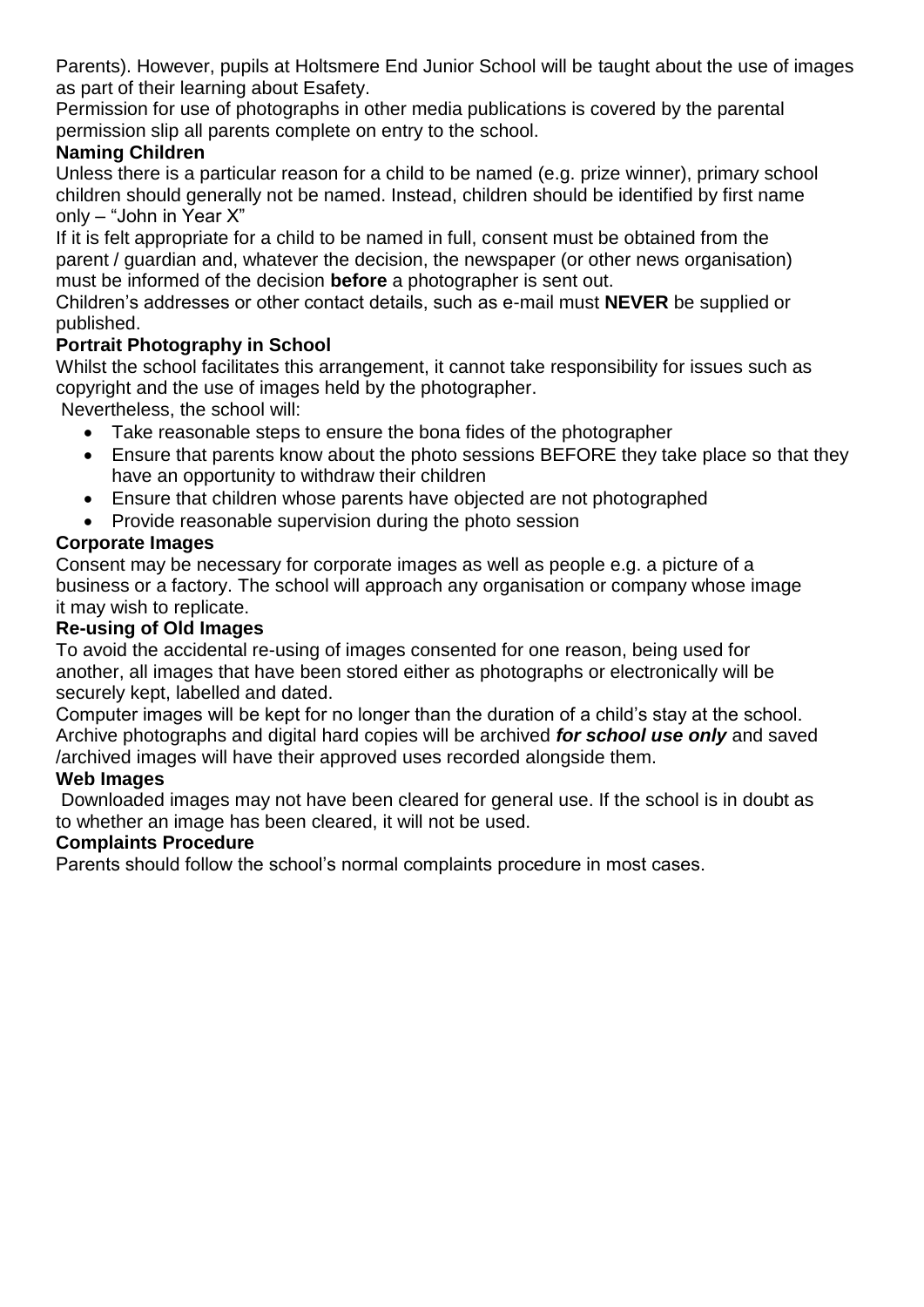Parents). However, pupils at Holtsmere End Junior School will be taught about the use of images as part of their learning about Esafety.

Permission for use of photographs in other media publications is covered by the parental permission slip all parents complete on entry to the school.

**Naming Children**

Unless there is a particular reason for a child to be named (e.g. prize winner), primary school children should generally not be named. Instead, children should be identified by first name only – "John in Year X"

If it is felt appropriate for a child to be named in full, consent must be obtained from the parent / guardian and, whatever the decision, the newspaper (or other news organisation) must be informed of the decision **before** a photographer is sent out.

Children's addresses or other contact details, such as e-mail must **NEVER** be supplied or published.

**Portrait Photography in School**

Whilst the school facilitates this arrangement, it cannot take responsibility for issues such as copyright and the use of images held by the photographer.

Nevertheless, the school will:

- Take reasonable steps to ensure the bona fides of the photographer
- Ensure that parents know about the photo sessions BEFORE they take place so that they have an opportunity to withdraw their children
- Ensure that children whose parents have objected are not photographed
- Provide reasonable supervision during the photo session

**Corporate Images**

Consent may be necessary for corporate images as well as people e.g. a picture of a business or a factory. The school will approach any organisation or company whose image it may wish to replicate.

**Re-using of Old Images**

To avoid the accidental re-using of images consented for one reason, being used for another, all images that have been stored either as photographs or electronically will be securely kept, labelled and dated.

Computer images will be kept for no longer than the duration of a child's stay at the school. Archive photographs and digital hard copies will be archived ***for school use only*** and saved /archived images will have their approved uses recorded alongside them.

**Web Images**

Downloaded images may not have been cleared for general use. If the school is in doubt as to whether an image has been cleared, it will not be used.

**Complaints Procedure**

Parents should follow the school's normal complaints procedure in most cases.